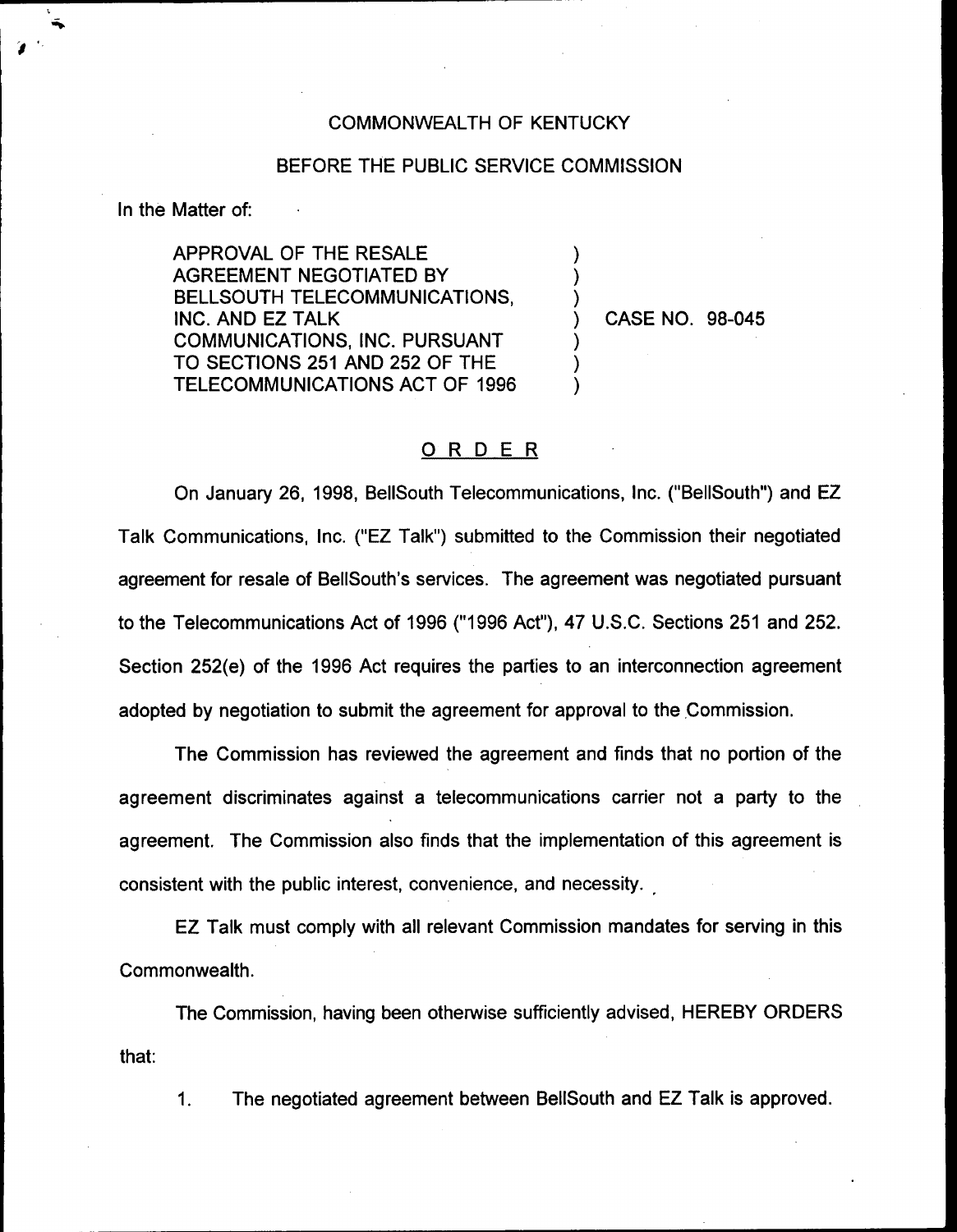COMMONWEALTH OF KENTUCKY

BEFORE THE PUBLIC SERVICE COMMISSION

In the Matter of:

APPROVAL OF THE RESALE AGREEMENT NEGOTIATED BY BELLSOUTH TELECOMMUNICATIONS, INC. AND EZ TALK COMMUNICATIONS, INC. PURSUANT TO SECTIONS 251 AND 252 OF THE TELECOMMUNICATIONS ACT OF 1996 ) CASE NO. 98-045

## ORDER

On January 26, 1998, BellSouth Telecommunications, Inc. ("BellSouth") and EZ Talk Communications, Inc. ("EZ Talk") submitted to the Commission their negotiated agreement for resale of BellSouth's services. The agreement was negotiated pursuant to the Telecommunications Act of 1996 ("1996 Act"), 47 U.S.C. Sections 251 and 252. Section 252(e) of the 1996 Act requires the parties to an interconnection agreement adopted by negotiation to submit the agreement for approval to the Commission.

The Commission has reviewed the agreement and finds that no portion of the agreement discriminates against a telecommunications carrier not a party to the agreement. The Commission also finds that the implementation of this agreement is consistent with the public interest, convenience, and necessity.

EZ Talk must comply with all relevant Commission mandates for serving in this Commonwealth.

The Commission, having been otherwise sufficiently advised, HEREBY ORDERS that:

1. The negotiated agreement between BellSouth and EZ Talk is approved.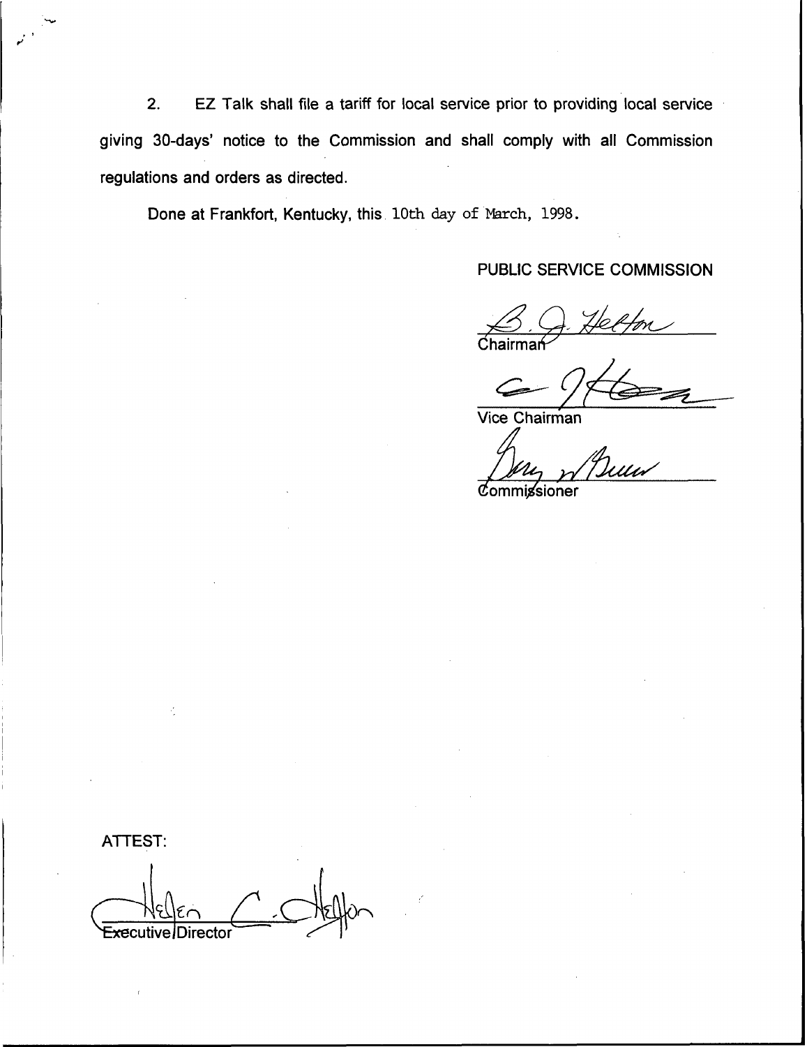2. EZ Talk shall file a tariff for local service prior to providing local service giving 30-days' notice to the Commission and shall comply with all Commission regulations and orders as directed.

Done at Frankfort, Kentucky, this 10th day of March, 1998.

PUBLIC SERVICE COMMISSION

Chairman

Vice Chairman

Commissioner

ATTEST:

Executive Director